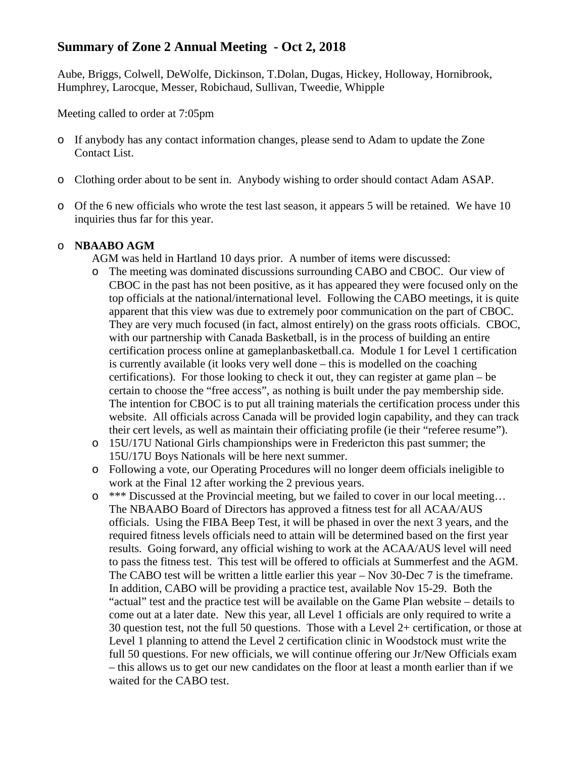# Summary of Zone 2 Annual Meeting - Oct 2, 2018

Aube, Briggs, Colwell, DeWolfe, Dickinson, T.Dolan, Dugas, Hickey, Holloway, Hornibrook, Humphrey, Larocque, Messer, Robichaud, Sullivan, Tweedie, Whipple

Meeting called to order at 7:05pm

- If anybody has any contact information changes, please send to Adam to update the Zone Contact List.

- Clothing order about to be sent in. Anybody wishing to order should contact Adam ASAP.

- Of the 6 new officials who wrote the test last season, it appears 5 will be retained. We have 10 inquiries thus far for this year.

- **NBAABO AGM**

  AGM was held in Hartland 10 days prior. A number of items were discussed:
  - The meeting was dominated discussions surrounding CABO and CBOC. Our view of CBOC in the past has not been positive, as it has appeared they were focused only on the top officials at the national/international level. Following the CABO meetings, it is quite apparent that this view was due to extremely poor communication on the part of CBOC. They are very much focused (in fact, almost entirely) on the grass roots officials. CBOC, with our partnership with Canada Basketball, is in the process of building an entire certification process online at gameplanbasketball.ca. Module 1 for Level 1 certification is currently available (it looks very well done – this is modelled on the coaching certifications). For those looking to check it out, they can register at game plan – be certain to choose the "free access", as nothing is built under the pay membership side. The intention for CBOC is to put all training materials the certification process under this website. All officials across Canada will be provided login capability, and they can track their cert levels, as well as maintain their officiating profile (ie their "referee resume").
  - 15U/17U National Girls championships were in Fredericton this past summer; the 15U/17U Boys Nationals will be here next summer.
  - Following a vote, our Operating Procedures will no longer deem officials ineligible to work at the Final 12 after working the 2 previous years.
  - *** Discussed at the Provincial meeting, but we failed to cover in our local meeting… The NBAABO Board of Directors has approved a fitness test for all ACAA/AUS officials. Using the FIBA Beep Test, it will be phased in over the next 3 years, and the required fitness levels officials need to attain will be determined based on the first year results. Going forward, any official wishing to work at the ACAA/AUS level will need to pass the fitness test. This test will be offered to officials at Summerfest and the AGM. The CABO test will be written a little earlier this year – Nov 30-Dec 7 is the timeframe. In addition, CABO will be providing a practice test, available Nov 15-29. Both the "actual" test and the practice test will be available on the Game Plan website – details to come out at a later date. New this year, all Level 1 officials are only required to write a 30 question test, not the full 50 questions. Those with a Level 2+ certification, or those at Level 1 planning to attend the Level 2 certification clinic in Woodstock must write the full 50 questions. For new officials, we will continue offering our Jr/New Officials exam – this allows us to get our new candidates on the floor at least a month earlier than if we waited for the CABO test.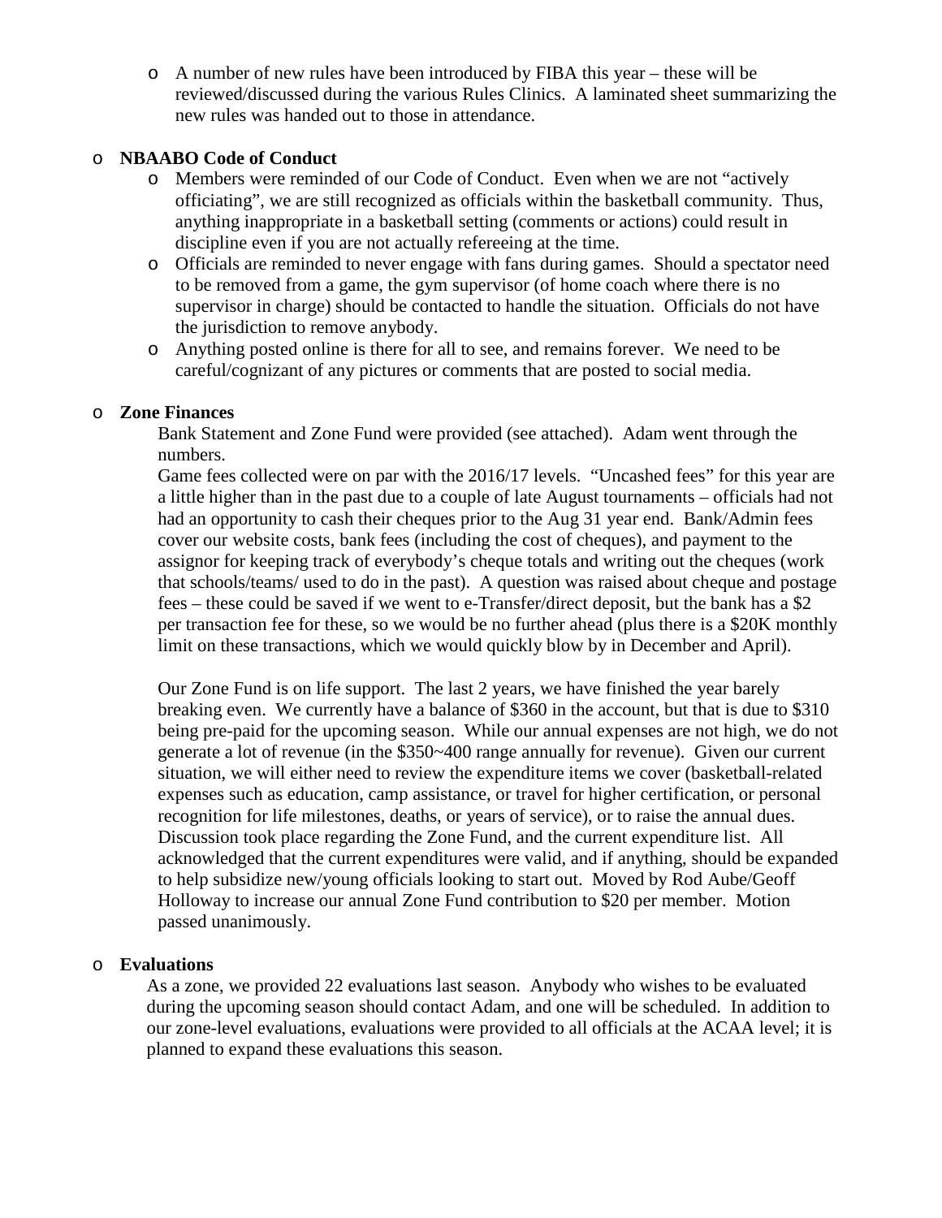- A number of new rules have been introduced by FIBA this year – these will be reviewed/discussed during the various Rules Clinics. A laminated sheet summarizing the new rules was handed out to those in attendance.

- **NBAABO Code of Conduct**
  - Members were reminded of our Code of Conduct. Even when we are not "actively officiating", we are still recognized as officials within the basketball community. Thus, anything inappropriate in a basketball setting (comments or actions) could result in discipline even if you are not actually refereeing at the time.
  - Officials are reminded to never engage with fans during games. Should a spectator need to be removed from a game, the gym supervisor (of home coach where there is no supervisor in charge) should be contacted to handle the situation. Officials do not have the jurisdiction to remove anybody.
  - Anything posted online is there for all to see, and remains forever. We need to be careful/cognizant of any pictures or comments that are posted to social media.

- **Zone Finances**

  Bank Statement and Zone Fund were provided (see attached). Adam went through the numbers.

  Game fees collected were on par with the 2016/17 levels. "Uncashed fees" for this year are a little higher than in the past due to a couple of late August tournaments – officials had not had an opportunity to cash their cheques prior to the Aug 31 year end. Bank/Admin fees cover our website costs, bank fees (including the cost of cheques), and payment to the assignor for keeping track of everybody's cheque totals and writing out the cheques (work that schools/teams/ used to do in the past). A question was raised about cheque and postage fees – these could be saved if we went to e-Transfer/direct deposit, but the bank has a $2 per transaction fee for these, so we would be no further ahead (plus there is a $20K monthly limit on these transactions, which we would quickly blow by in December and April).

  Our Zone Fund is on life support. The last 2 years, we have finished the year barely breaking even. We currently have a balance of $360 in the account, but that is due to $310 being pre-paid for the upcoming season. While our annual expenses are not high, we do not generate a lot of revenue (in the $350~400 range annually for revenue). Given our current situation, we will either need to review the expenditure items we cover (basketball-related expenses such as education, camp assistance, or travel for higher certification, or personal recognition for life milestones, deaths, or years of service), or to raise the annual dues. Discussion took place regarding the Zone Fund, and the current expenditure list. All acknowledged that the current expenditures were valid, and if anything, should be expanded to help subsidize new/young officials looking to start out. Moved by Rod Aube/Geoff Holloway to increase our annual Zone Fund contribution to $20 per member. Motion passed unanimously.

- **Evaluations**

  As a zone, we provided 22 evaluations last season. Anybody who wishes to be evaluated during the upcoming season should contact Adam, and one will be scheduled. In addition to our zone-level evaluations, evaluations were provided to all officials at the ACAA level; it is planned to expand these evaluations this season.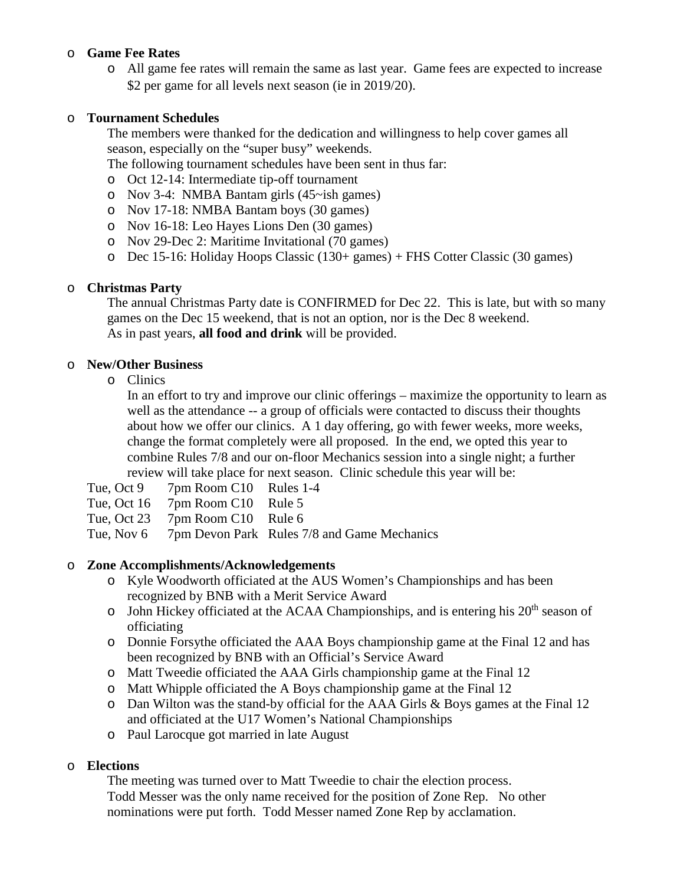- **Game Fee Rates**
  - All game fee rates will remain the same as last year. Game fees are expected to increase $2 per game for all levels next season (ie in 2019/20).

- **Tournament Schedules**

  The members were thanked for the dedication and willingness to help cover games all season, especially on the "super busy" weekends.

  The following tournament schedules have been sent in thus far:
  - Oct 12-14: Intermediate tip-off tournament
  - Nov 3-4: NMBA Bantam girls (45~ish games)
  - Nov 17-18: NMBA Bantam boys (30 games)
  - Nov 16-18: Leo Hayes Lions Den (30 games)
  - Nov 29-Dec 2: Maritime Invitational (70 games)
  - Dec 15-16: Holiday Hoops Classic (130+ games) + FHS Cotter Classic (30 games)

- **Christmas Party**

  The annual Christmas Party date is CONFIRMED for Dec 22. This is late, but with so many games on the Dec 15 weekend, that is not an option, nor is the Dec 8 weekend.

  As in past years, **all food and drink** will be provided.

- **New/Other Business**
  - Clinics

    In an effort to try and improve our clinic offerings – maximize the opportunity to learn as well as the attendance -- a group of officials were contacted to discuss their thoughts about how we offer our clinics. A 1 day offering, go with fewer weeks, more weeks, change the format completely were all proposed. In the end, we opted this year to combine Rules 7/8 and our on-floor Mechanics session into a single night; a further review will take place for next season. Clinic schedule this year will be:

| | | |
|---|---|---|
| Tue, Oct 9 | 7pm Room C10 | Rules 1-4 |
| Tue, Oct 16 | 7pm Room C10 | Rule 5 |
| Tue, Oct 23 | 7pm Room C10 | Rule 6 |
| Tue, Nov 6 | 7pm Devon Park | Rules 7/8 and Game Mechanics |

- **Zone Accomplishments/Acknowledgements**
  - Kyle Woodworth officiated at the AUS Women's Championships and has been recognized by BNB with a Merit Service Award
  - John Hickey officiated at the ACAA Championships, and is entering his 20th season of officiating
  - Donnie Forsythe officiated the AAA Boys championship game at the Final 12 and has been recognized by BNB with an Official's Service Award
  - Matt Tweedie officiated the AAA Girls championship game at the Final 12
  - Matt Whipple officiated the A Boys championship game at the Final 12
  - Dan Wilton was the stand-by official for the AAA Girls & Boys games at the Final 12 and officiated at the U17 Women's National Championships
  - Paul Larocque got married in late August

- **Elections**

  The meeting was turned over to Matt Tweedie to chair the election process.

  Todd Messer was the only name received for the position of Zone Rep. No other nominations were put forth. Todd Messer named Zone Rep by acclamation.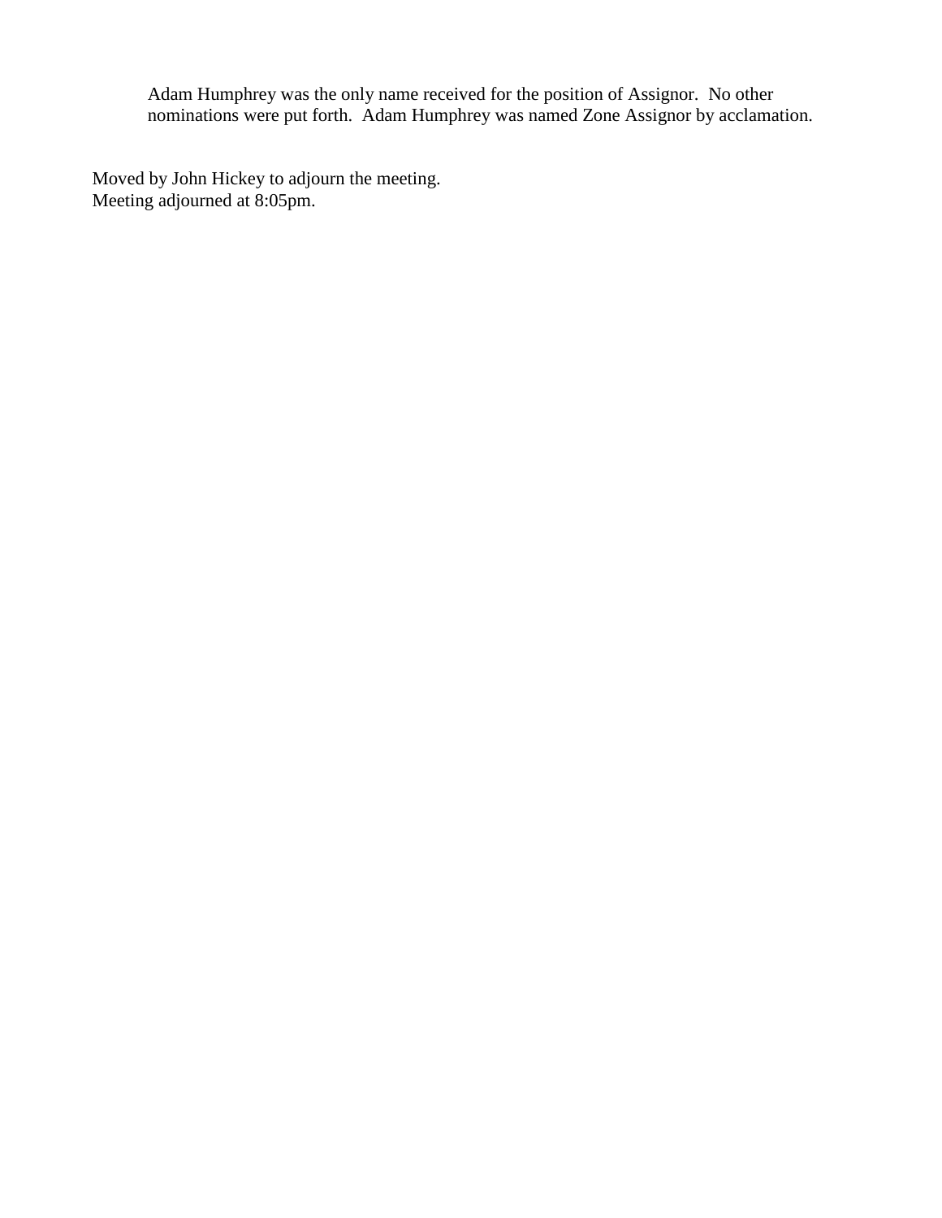Adam Humphrey was the only name received for the position of Assignor. No other nominations were put forth. Adam Humphrey was named Zone Assignor by acclamation.

Moved by John Hickey to adjourn the meeting.
Meeting adjourned at 8:05pm.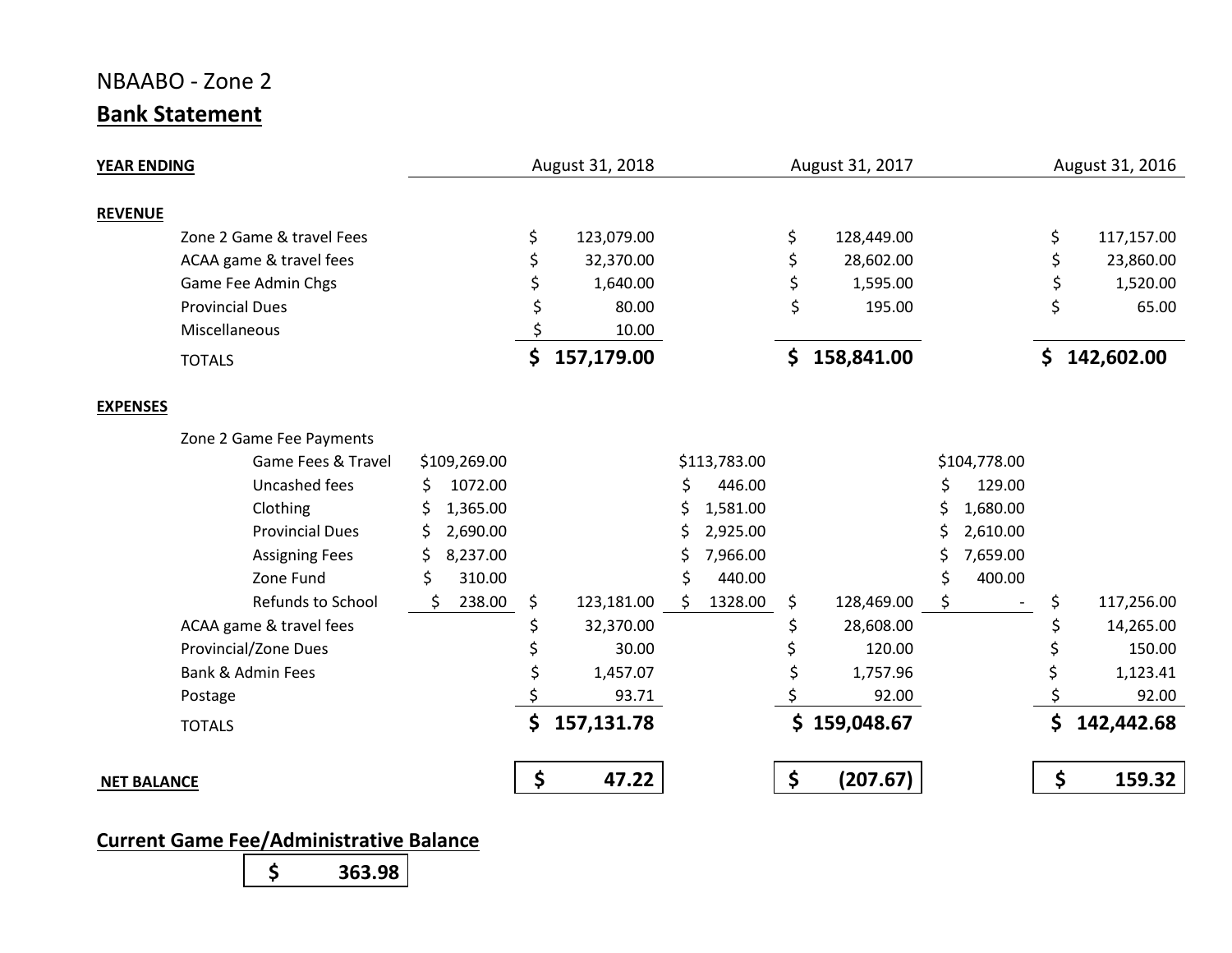NBAABO - Zone 2

## Bank Statement

| YEAR ENDING | | August 31, 2018 | | August 31, 2017 | | August 31, 2016 |
|---|---|---|---|---|---|---|
| **REVENUE** | | | | | | |
| Zone 2 Game & travel Fees | | $ 123,079.00 | | $ 128,449.00 | | $ 117,157.00 |
| ACAA game & travel fees | | $ 32,370.00 | | $ 28,602.00 | | $ 23,860.00 |
| Game Fee Admin Chgs | | $ 1,640.00 | | $ 1,595.00 | | $ 1,520.00 |
| Provincial Dues | | $ 80.00 | | $ 195.00 | | $ 65.00 |
| Miscellaneous | | $ 10.00 | | | | |
| TOTALS | | **$ 157,179.00** | | **$ 158,841.00** | | **$ 142,602.00** |
| **EXPENSES** | | | | | | |
| Zone 2 Game Fee Payments | | | | | | |
| Game Fees & Travel | $109,269.00 | | $113,783.00 | | $104,778.00 | |
| Uncashed fees | $ 1072.00 | | $ 446.00 | | $ 129.00 | |
| Clothing | $ 1,365.00 | | $ 1,581.00 | | $ 1,680.00 | |
| Provincial Dues | $ 2,690.00 | | $ 2,925.00 | | $ 2,610.00 | |
| Assigning Fees | $ 8,237.00 | | $ 7,966.00 | | $ 7,659.00 | |
| Zone Fund | $ 310.00 | | $ 440.00 | | $ 400.00 | |
| Refunds to School | $ 238.00 | $ 123,181.00 | $ 1328.00 | $ 128,469.00 | $ - | $ 117,256.00 |
| ACAA game & travel fees | | $ 32,370.00 | | $ 28,608.00 | | $ 14,265.00 |
| Provincial/Zone Dues | | $ 30.00 | | $ 120.00 | | $ 150.00 |
| Bank & Admin Fees | | $ 1,457.07 | | $ 1,757.96 | | $ 1,123.41 |
| Postage | | $ 93.71 | | $ 92.00 | | $ 92.00 |
| TOTALS | | **$ 157,131.78** | | **$ 159,048.67** | | **$ 142,442.68** |
| **NET BALANCE** | | **$ 47.22** | | **$ (207.67)** | | **$ 159.32** |

**Current Game Fee/Administrative Balance**

**$ 363.98**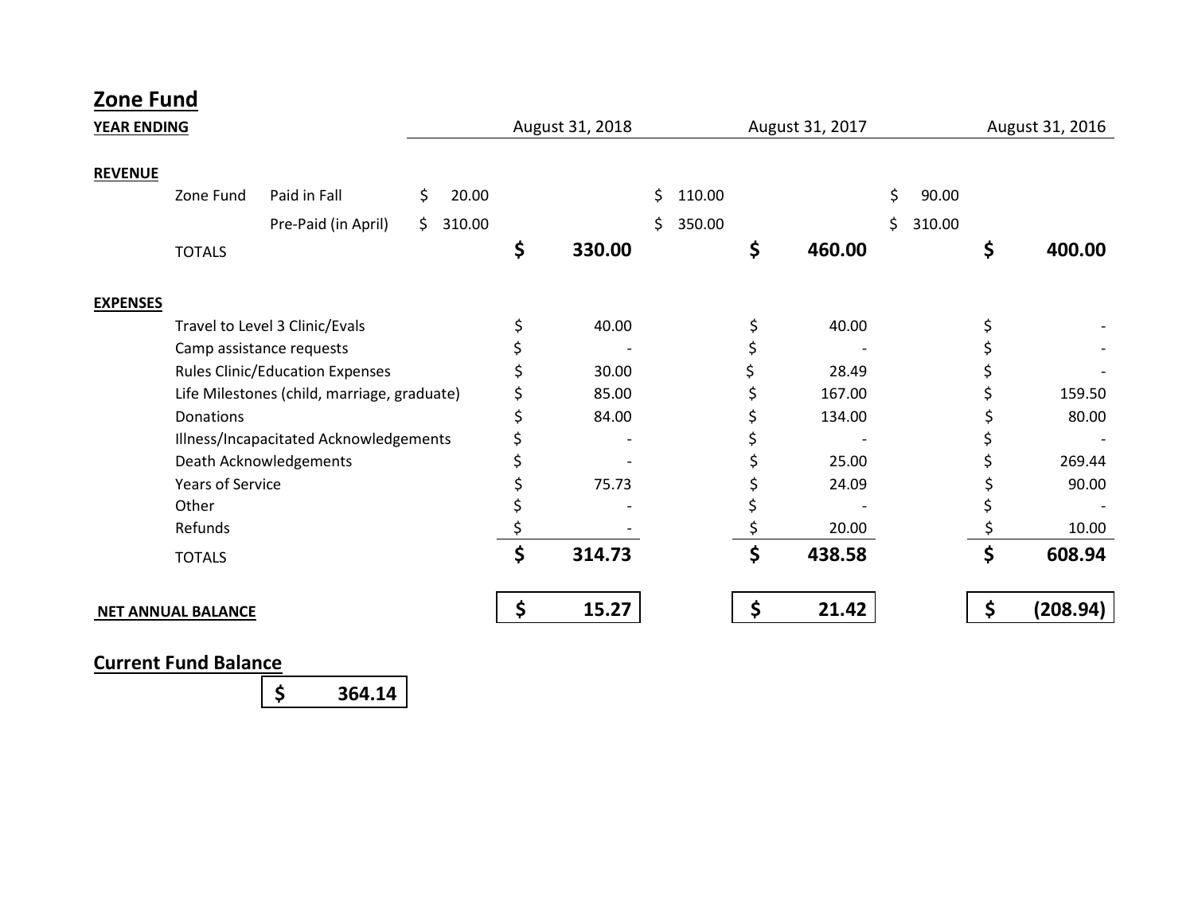## Zone Fund

| YEAR ENDING | | | August 31, 2018 | | August 31, 2017 | | August 31, 2016 |
|---|---|---|---|---|---|---|---|
| **REVENUE** | | | | | | | |
| Zone Fund | Paid in Fall | $ 20.00 | | $ 110.00 | | $ 90.00 | |
| | Pre-Paid (in April) | $ 310.00 | | $ 350.00 | | $ 310.00 | |
| TOTALS | | | **$ 330.00** | | **$ 460.00** | | **$ 400.00** |
| **EXPENSES** | | | | | | | |
| Travel to Level 3 Clinic/Evals | | | $ 40.00 | | $ 40.00 | | $ - |
| Camp assistance requests | | | $ - | | $ - | | $ - |
| Rules Clinic/Education Expenses | | | $ 30.00 | | $ 28.49 | | $ - |
| Life Milestones (child, marriage, graduate) | | | $ 85.00 | | $ 167.00 | | $ 159.50 |
| Donations | | | $ 84.00 | | $ 134.00 | | $ 80.00 |
| Illness/Incapacitated Acknowledgements | | | $ - | | $ - | | $ - |
| Death Acknowledgements | | | $ - | | $ 25.00 | | $ 269.44 |
| Years of Service | | | $ 75.73 | | $ 24.09 | | $ 90.00 |
| Other | | | $ - | | $ - | | $ - |
| Refunds | | | $ - | | $ 20.00 | | $ 10.00 |
| TOTALS | | | **$ 314.73** | | **$ 438.58** | | **$ 608.94** |
| **NET ANNUAL BALANCE** | | | **$ 15.27** | | **$ 21.42** | | **$ (208.94)** |

## Current Fund Balance

**$ 364.14**